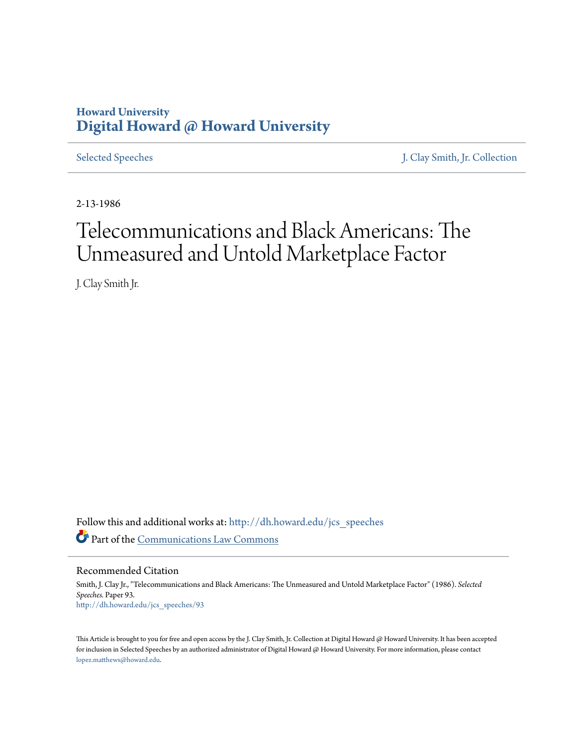Howard University
# Digital Howard @ Howard University

Selected Speeches | J. Clay Smith, Jr. Collection

2-13-1986

# Telecommunications and Black Americans: The Unmeasured and Untold Marketplace Factor

J. Clay Smith Jr.

Follow this and additional works at: http://dh.howard.edu/jcs_speeches

Part of the Communications Law Commons

## Recommended Citation

Smith, J. Clay Jr., "Telecommunications and Black Americans: The Unmeasured and Untold Marketplace Factor" (1986). *Selected Speeches.* Paper 93.
http://dh.howard.edu/jcs_speeches/93

This Article is brought to you for free and open access by the J. Clay Smith, Jr. Collection at Digital Howard @ Howard University. It has been accepted for inclusion in Selected Speeches by an authorized administrator of Digital Howard @ Howard University. For more information, please contact lopez.matthews@howard.edu.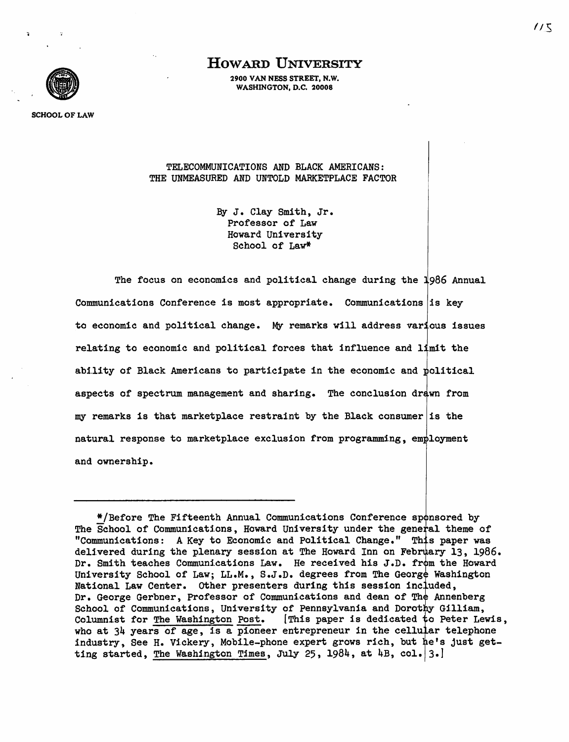# Howard University

2900 VAN NESS STREET, N.W.
WASHINGTON, D.C. 20008

SCHOOL OF LAW

## TELECOMMUNICATIONS AND BLACK AMERICANS: THE UNMEASURED AND UNTOLD MARKETPLACE FACTOR

By J. Clay Smith, Jr.
Professor of Law
Howard University
School of Law*

The focus on economics and political change during the 1986 Annual Communications Conference is most appropriate. Communications is key to economic and political change. My remarks will address various issues relating to economic and political forces that influence and limit the ability of Black Americans to participate in the economic and political aspects of spectrum management and sharing. The conclusion drawn from my remarks is that marketplace restraint by the Black consumer is the natural response to marketplace exclusion from programming, employment and ownership.

---

*/Before The Fifteenth Annual Communications Conference sponsored by The School of Communications, Howard University under the general theme of "Communications: A Key to Economic and Political Change." This paper was delivered during the plenary session at The Howard Inn on February 13, 1986. Dr. Smith teaches Communications Law. He received his J.D. from the Howard University School of Law; LL.M., S.J.D. degrees from The George Washington National Law Center. Other presenters during this session included, Dr. George Gerbner, Professor of Communications and dean of The Annenberg School of Communications, University of Pennsylvania and Dorothy Gilliam, Columnist for The Washington Post. [This paper is dedicated to Peter Lewis, who at 34 years of age, is a pioneer entrepreneur in the cellular telephone industry, See H. Vickery, Mobile-phone expert grows rich, but he's just getting started, The Washington Times, July 25, 1984, at 4B, col. 3.]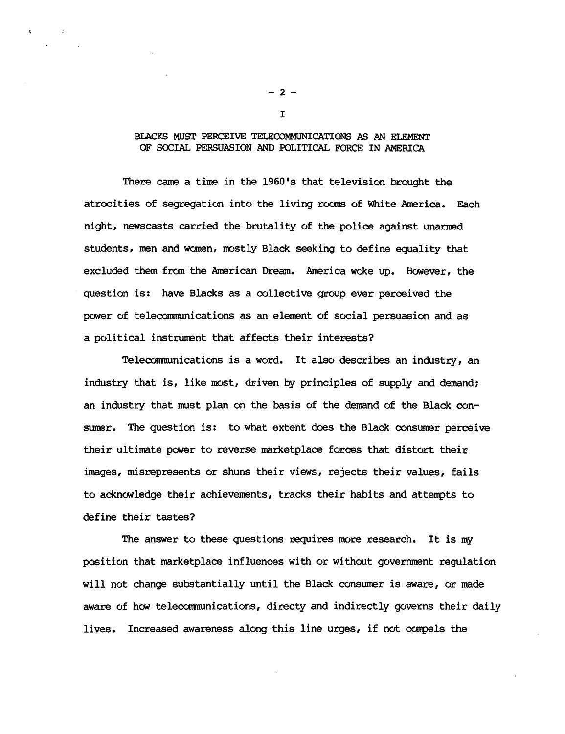# I

## BLACKS MUST PERCEIVE TELECOMMUNICATIONS AS AN ELEMENT OF SOCIAL PERSUASION AND POLITICAL FORCE IN AMERICA

There came a time in the 1960's that television brought the atrocities of segregation into the living rooms of White America. Each night, newscasts carried the brutality of the police against unarmed students, men and women, mostly Black seeking to define equality that excluded them from the American Dream. America woke up. However, the question is: have Blacks as a collective group ever perceived the power of telecommunications as an element of social persuasion and as a political instrument that affects their interests?

Telecommunications is a word. It also describes an industry, an industry that is, like most, driven by principles of supply and demand; an industry that must plan on the basis of the demand of the Black consumer. The question is: to what extent does the Black consumer perceive their ultimate power to reverse marketplace forces that distort their images, misrepresents or shuns their views, rejects their values, fails to acknowledge their achievements, tracks their habits and attempts to define their tastes?

The answer to these questions requires more research. It is my position that marketplace influences with or without government regulation will not change substantially until the Black consumer is aware, or made aware of how telecommunications, directy and indirectly governs their daily lives. Increased awareness along this line urges, if not compels the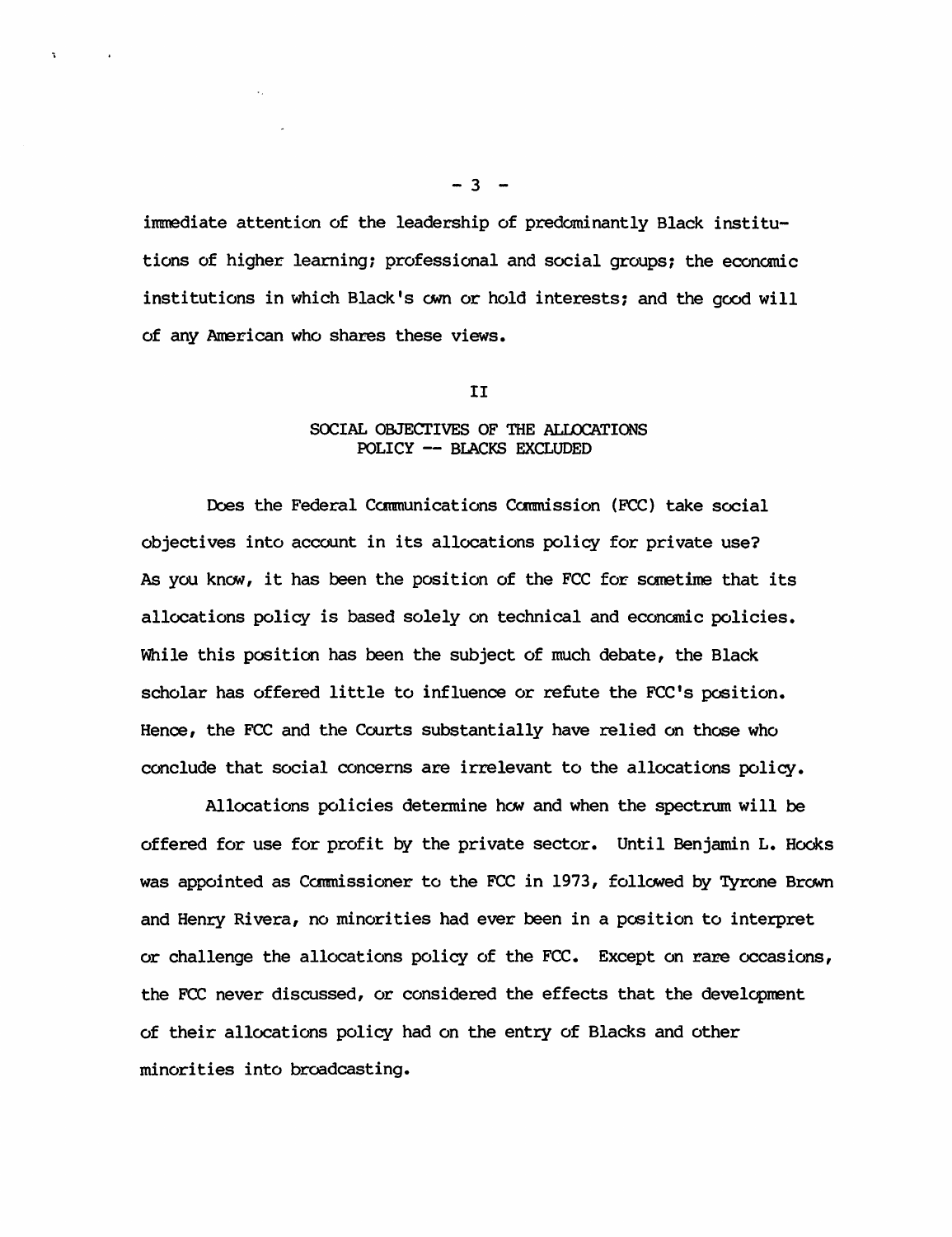immediate attention of the leadership of predominantly Black institutions of higher learning; professional and social groups; the economic institutions in which Black's own or hold interests; and the good will of any American who shares these views.

## II

## SOCIAL OBJECTIVES OF THE ALLOCATIONS POLICY -- BLACKS EXCLUDED

Does the Federal Communications Commission (FCC) take social objectives into account in its allocations policy for private use? As you know, it has been the position of the FCC for sometime that its allocations policy is based solely on technical and economic policies. While this position has been the subject of much debate, the Black scholar has offered little to influence or refute the FCC's position. Hence, the FCC and the Courts substantially have relied on those who conclude that social concerns are irrelevant to the allocations policy.

Allocations policies determine how and when the spectrum will be offered for use for profit by the private sector. Until Benjamin L. Hooks was appointed as Commissioner to the FCC in 1973, followed by Tyrone Brown and Henry Rivera, no minorities had ever been in a position to interpret or challenge the allocations policy of the FCC. Except on rare occasions, the FCC never discussed, or considered the effects that the development of their allocations policy had on the entry of Blacks and other minorities into broadcasting.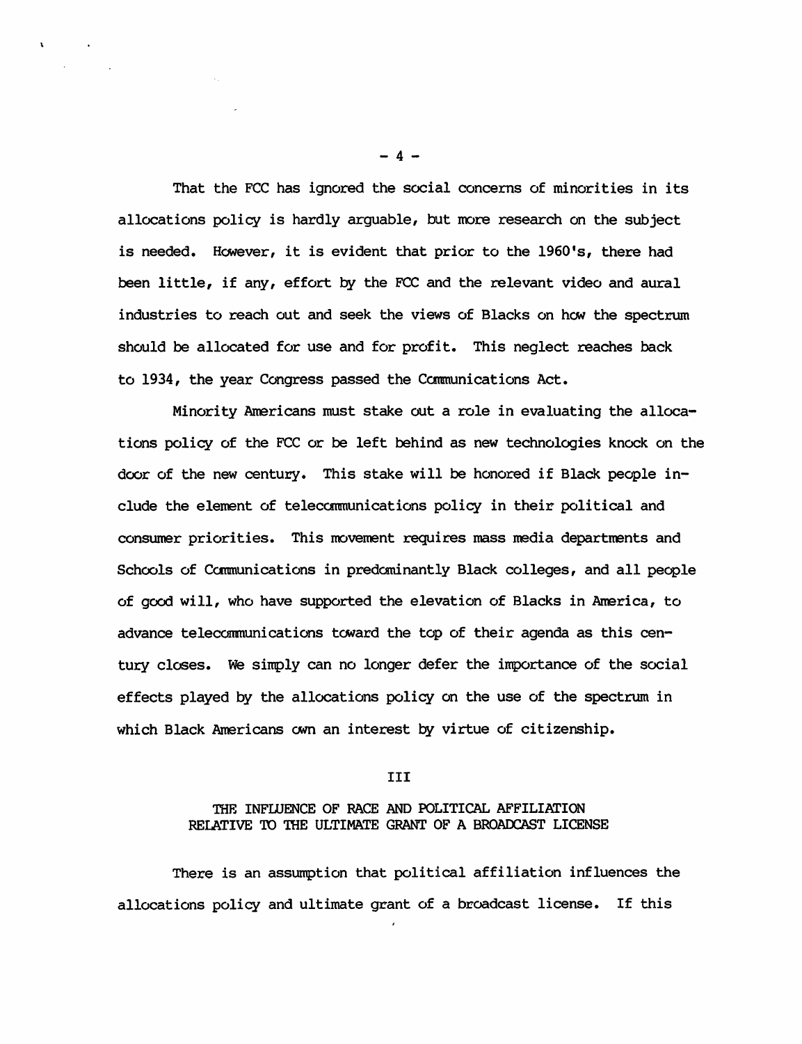That the FCC has ignored the social concerns of minorities in its allocations policy is hardly arguable, but more research on the subject is needed. However, it is evident that prior to the 1960's, there had been little, if any, effort by the FCC and the relevant video and aural industries to reach out and seek the views of Blacks on how the spectrum should be allocated for use and for profit. This neglect reaches back to 1934, the year Congress passed the Communications Act.

Minority Americans must stake out a role in evaluating the allocations policy of the FCC or be left behind as new technologies knock on the door of the new century. This stake will be honored if Black people include the element of telecommunications policy in their political and consumer priorities. This movement requires mass media departments and Schools of Communications in predominantly Black colleges, and all people of good will, who have supported the elevation of Blacks in America, to advance telecommunications toward the top of their agenda as this century closes. We simply can no longer defer the importance of the social effects played by the allocations policy on the use of the spectrum in which Black Americans own an interest by virtue of citizenship.

## III

## THE INFLUENCE OF RACE AND POLITICAL AFFILIATION RELATIVE TO THE ULTIMATE GRANT OF A BROADCAST LICENSE

There is an assumption that political affiliation influences the allocations policy and ultimate grant of a broadcast license. If this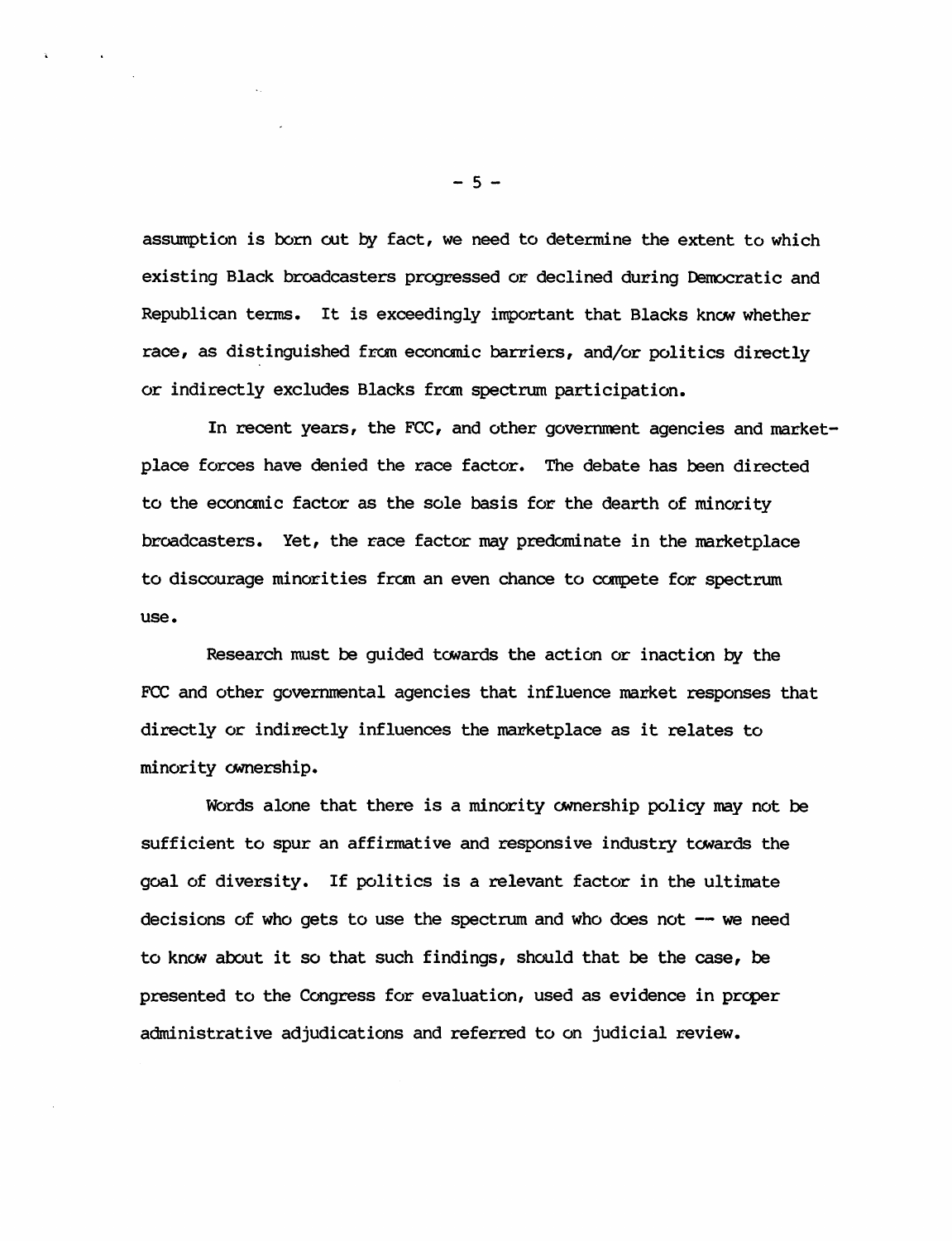assumption is born out by fact, we need to determine the extent to which existing Black broadcasters progressed or declined during Democratic and Republican terms. It is exceedingly important that Blacks know whether race, as distinguished from economic barriers, and/or politics directly or indirectly excludes Blacks from spectrum participation.

In recent years, the FCC, and other government agencies and marketplace forces have denied the race factor. The debate has been directed to the economic factor as the sole basis for the dearth of minority broadcasters. Yet, the race factor may predominate in the marketplace to discourage minorities from an even chance to compete for spectrum use.

Research must be guided towards the action or inaction by the FCC and other governmental agencies that influence market responses that directly or indirectly influences the marketplace as it relates to minority ownership.

Words alone that there is a minority ownership policy may not be sufficient to spur an affirmative and responsive industry towards the goal of diversity. If politics is a relevant factor in the ultimate decisions of who gets to use the spectrum and who does not -- we need to know about it so that such findings, should that be the case, be presented to the Congress for evaluation, used as evidence in proper administrative adjudications and referred to on judicial review.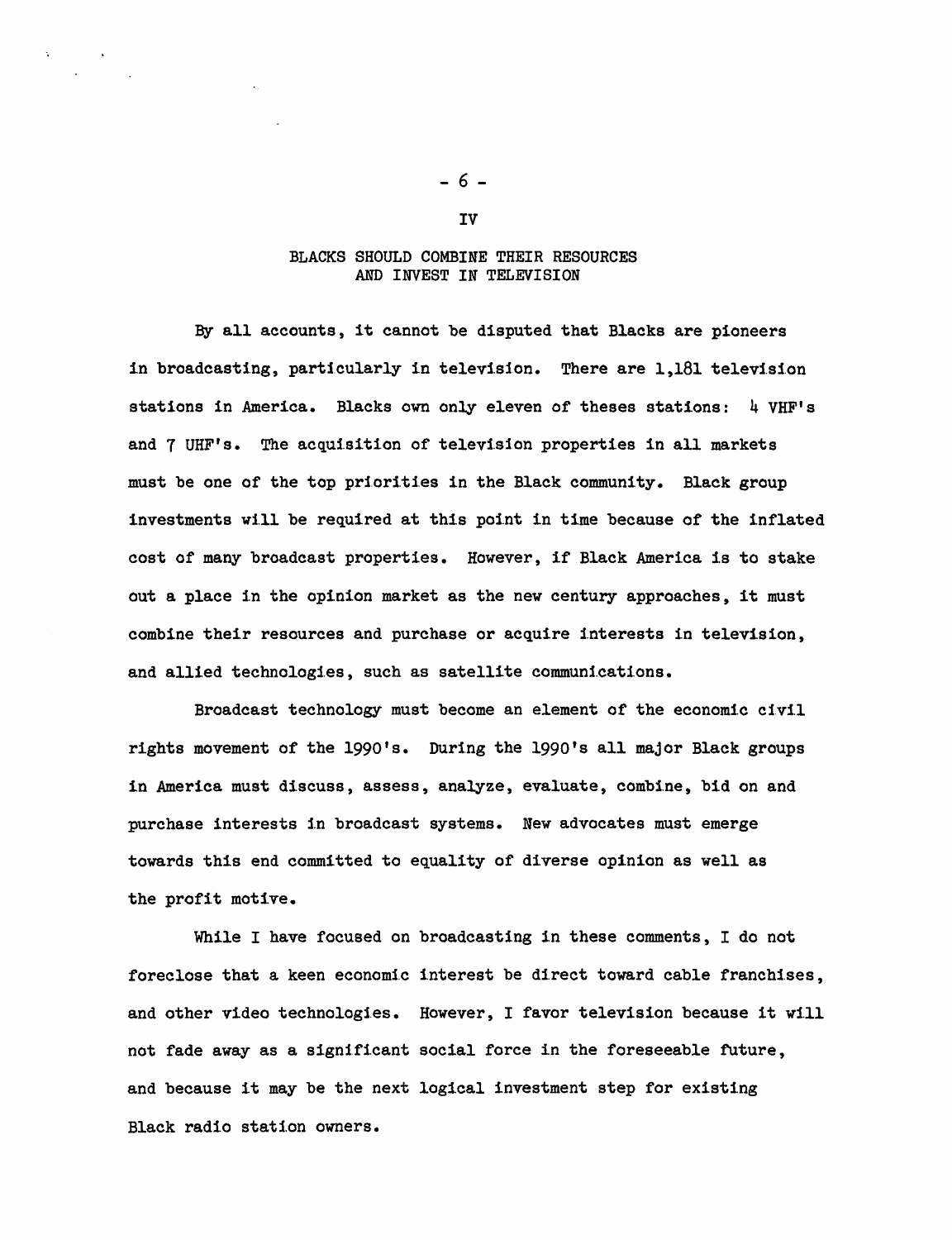## IV

## BLACKS SHOULD COMBINE THEIR RESOURCES AND INVEST IN TELEVISION

By all accounts, it cannot be disputed that Blacks are pioneers in broadcasting, particularly in television. There are 1,181 television stations in America. Blacks own only eleven of theses stations: 4 VHF's and 7 UHF's. The acquisition of television properties in all markets must be one of the top priorities in the Black community. Black group investments will be required at this point in time because of the inflated cost of many broadcast properties. However, if Black America is to stake out a place in the opinion market as the new century approaches, it must combine their resources and purchase or acquire interests in television, and allied technologies, such as satellite communications.

Broadcast technology must become an element of the economic civil rights movement of the 1990's. During the 1990's all major Black groups in America must discuss, assess, analyze, evaluate, combine, bid on and purchase interests in broadcast systems. New advocates must emerge towards this end committed to equality of diverse opinion as well as the profit motive.

While I have focused on broadcasting in these comments, I do not foreclose that a keen economic interest be direct toward cable franchises, and other video technologies. However, I favor television because it will not fade away as a significant social force in the foreseeable future, and because it may be the next logical investment step for existing Black radio station owners.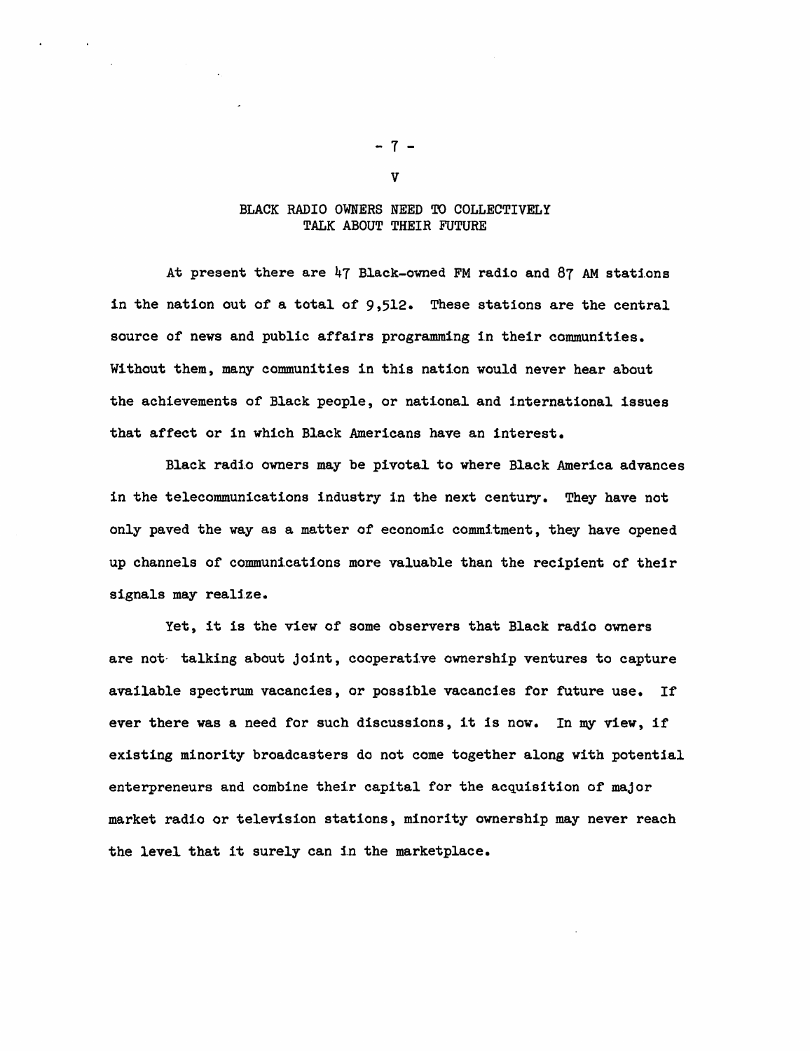## V

## BLACK RADIO OWNERS NEED TO COLLECTIVELY TALK ABOUT THEIR FUTURE

At present there are 47 Black-owned FM radio and 87 AM stations in the nation out of a total of 9,512. These stations are the central source of news and public affairs programming in their communities. Without them, many communities in this nation would never hear about the achievements of Black people, or national and international issues that affect or in which Black Americans have an interest.

Black radio owners may be pivotal to where Black America advances in the telecommunications industry in the next century. They have not only paved the way as a matter of economic commitment, they have opened up channels of communications more valuable than the recipient of their signals may realize.

Yet, it is the view of some observers that Black radio owners are not talking about joint, cooperative ownership ventures to capture available spectrum vacancies, or possible vacancies for future use. If ever there was a need for such discussions, it is now. In my view, if existing minority broadcasters do not come together along with potential enterpreneurs and combine their capital for the acquisition of major market radio or television stations, minority ownership may never reach the level that it surely can in the marketplace.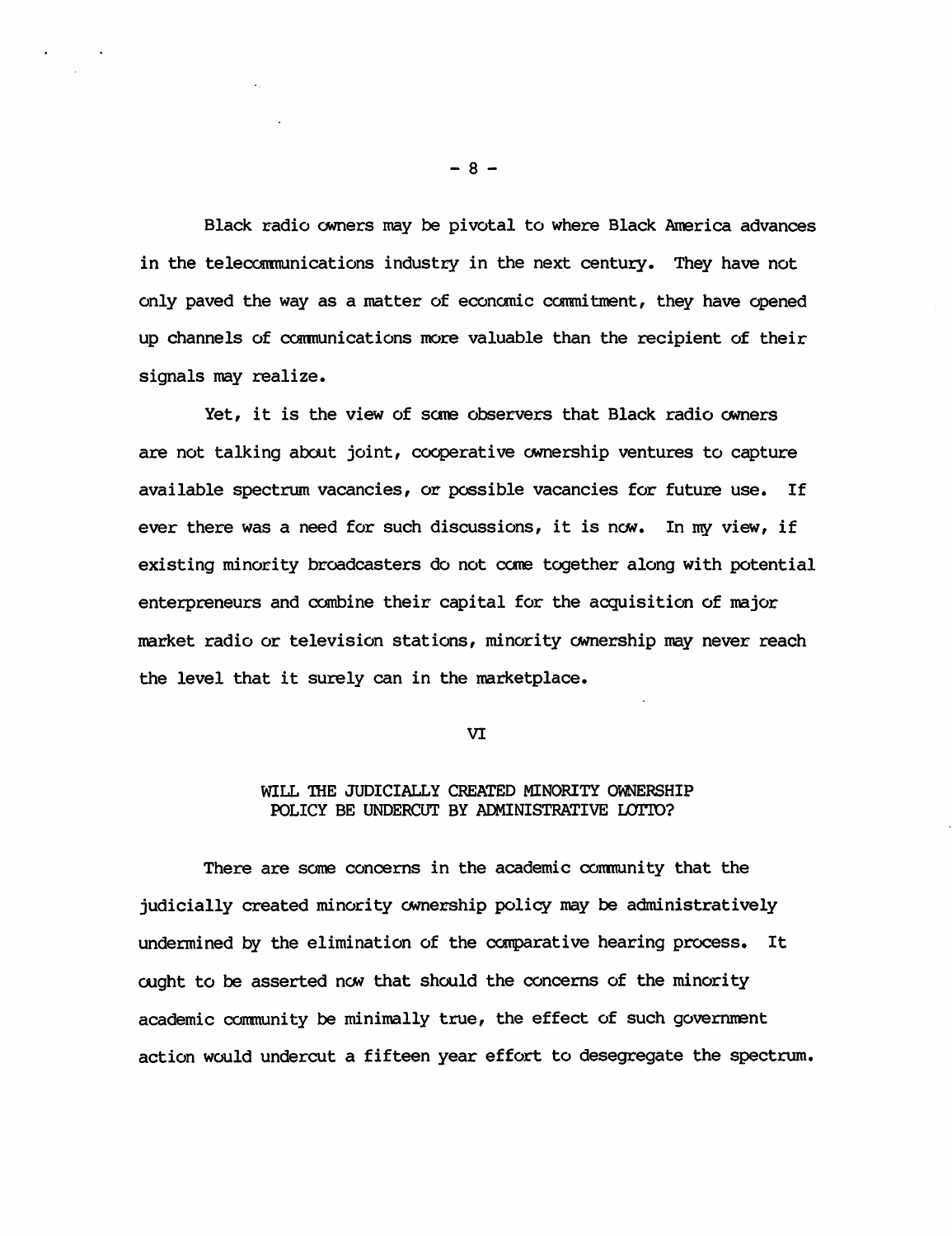Black radio owners may be pivotal to where Black America advances in the telecommunications industry in the next century. They have not only paved the way as a matter of economic commitment, they have opened up channels of communications more valuable than the recipient of their signals may realize.

Yet, it is the view of some observers that Black radio owners are not talking about joint, cooperative ownership ventures to capture available spectrum vacancies, or possible vacancies for future use. If ever there was a need for such discussions, it is now. In my view, if existing minority broadcasters do not come together along with potential enterpreneurs and combine their capital for the acquisition of major market radio or television stations, minority ownership may never reach the level that it surely can in the marketplace.

## VI

## WILL THE JUDICIALLY CREATED MINORITY OWNERSHIP POLICY BE UNDERCUT BY ADMINISTRATIVE LOTTO?

There are some concerns in the academic community that the judicially created minority ownership policy may be administratively undermined by the elimination of the comparative hearing process. It ought to be asserted now that should the concerns of the minority academic community be minimally true, the effect of such government action would undercut a fifteen year effort to desegregate the spectrum.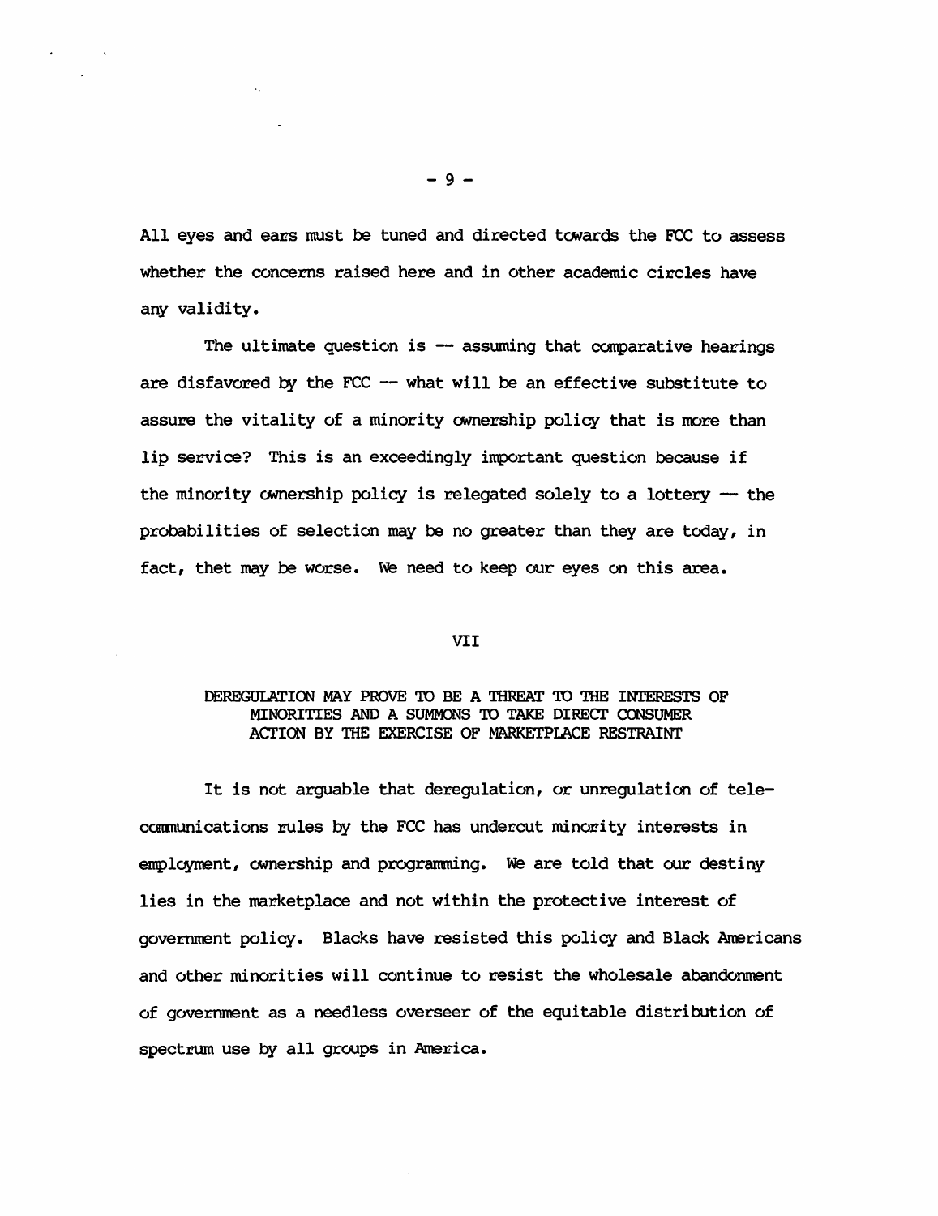All eyes and ears must be tuned and directed towards the FCC to assess whether the concerns raised here and in other academic circles have any validity.

The ultimate question is -- assuming that comparative hearings are disfavored by the FCC -- what will be an effective substitute to assure the vitality of a minority ownership policy that is more than lip service? This is an exceedingly important question because if the minority ownership policy is relegated solely to a lottery -- the probabilities of selection may be no greater than they are today, in fact, thet may be worse. We need to keep our eyes on this area.

## VII

### DEREGULATION MAY PROVE TO BE A THREAT TO THE INTERESTS OF MINORITIES AND A SUMMONS TO TAKE DIRECT CONSUMER ACTION BY THE EXERCISE OF MARKETPLACE RESTRAINT

It is not arguable that deregulation, or unregulation of telecommunications rules by the FCC has undercut minority interests in employment, ownership and programming. We are told that our destiny lies in the marketplace and not within the protective interest of government policy. Blacks have resisted this policy and Black Americans and other minorities will continue to resist the wholesale abandonment of government as a needless overseer of the equitable distribution of spectrum use by all groups in America.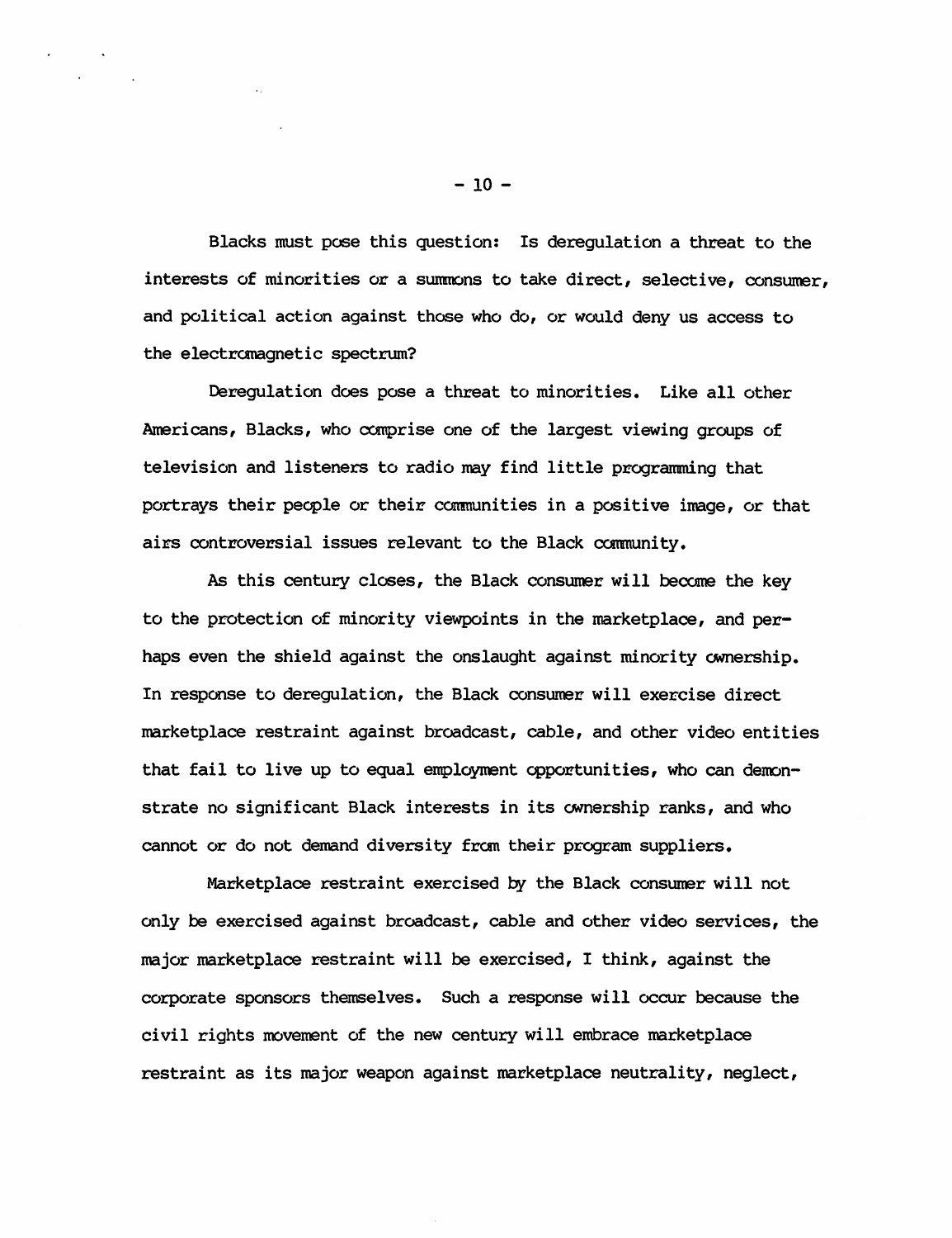Blacks must pose this question: Is deregulation a threat to the interests of minorities or a summons to take direct, selective, consumer, and political action against those who do, or would deny us access to the electromagnetic spectrum?

Deregulation does pose a threat to minorities. Like all other Americans, Blacks, who comprise one of the largest viewing groups of television and listeners to radio may find little programming that portrays their people or their communities in a positive image, or that airs controversial issues relevant to the Black community.

As this century closes, the Black consumer will become the key to the protection of minority viewpoints in the marketplace, and perhaps even the shield against the onslaught against minority ownership. In response to deregulation, the Black consumer will exercise direct marketplace restraint against broadcast, cable, and other video entities that fail to live up to equal employment opportunities, who can demonstrate no significant Black interests in its ownership ranks, and who cannot or do not demand diversity from their program suppliers.

Marketplace restraint exercised by the Black consumer will not only be exercised against broadcast, cable and other video services, the major marketplace restraint will be exercised, I think, against the corporate sponsors themselves. Such a response will occur because the civil rights movement of the new century will embrace marketplace restraint as its major weapon against marketplace neutrality, neglect,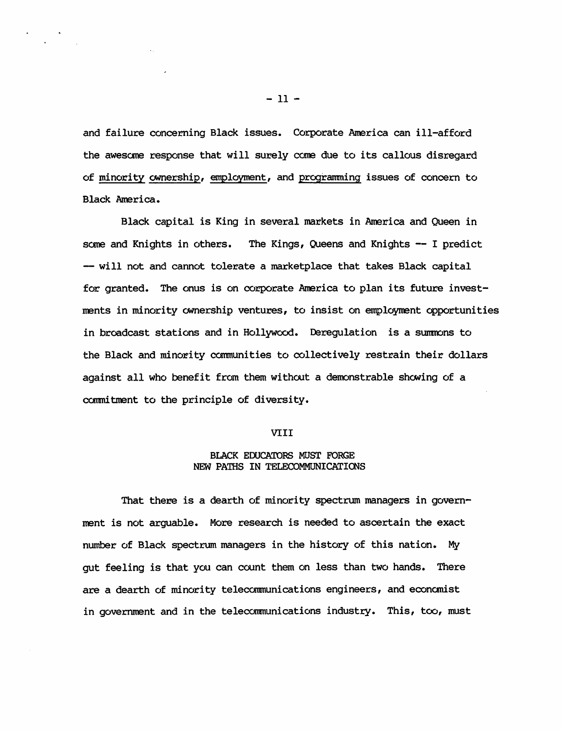and failure concerning Black issues. Corporate America can ill-afford the awesome response that will surely come due to its callous disregard of <u>minority ownership</u>, <u>employment</u>, and <u>programming</u> issues of concern to Black America.

Black capital is King in several markets in America and Queen in some and Knights in others. The Kings, Queens and Knights -- I predict -- will not and cannot tolerate a marketplace that takes Black capital for granted. The onus is on corporate America to plan its future investments in minority ownership ventures, to insist on employment opportunities in broadcast stations and in Hollywood. Deregulation is a summons to the Black and minority communities to collectively restrain their dollars against all who benefit from them without a demonstrable showing of a commitment to the principle of diversity.

## VIII

## BLACK EDUCATORS MUST FORGE NEW PATHS IN TELECOMMUNICATIONS

That there is a dearth of minority spectrum managers in government is not arguable. More research is needed to ascertain the exact number of Black spectrum managers in the history of this nation. My gut feeling is that you can count them on less than two hands. There are a dearth of minority telecommunications engineers, and economist in government and in the telecommunications industry. This, too, must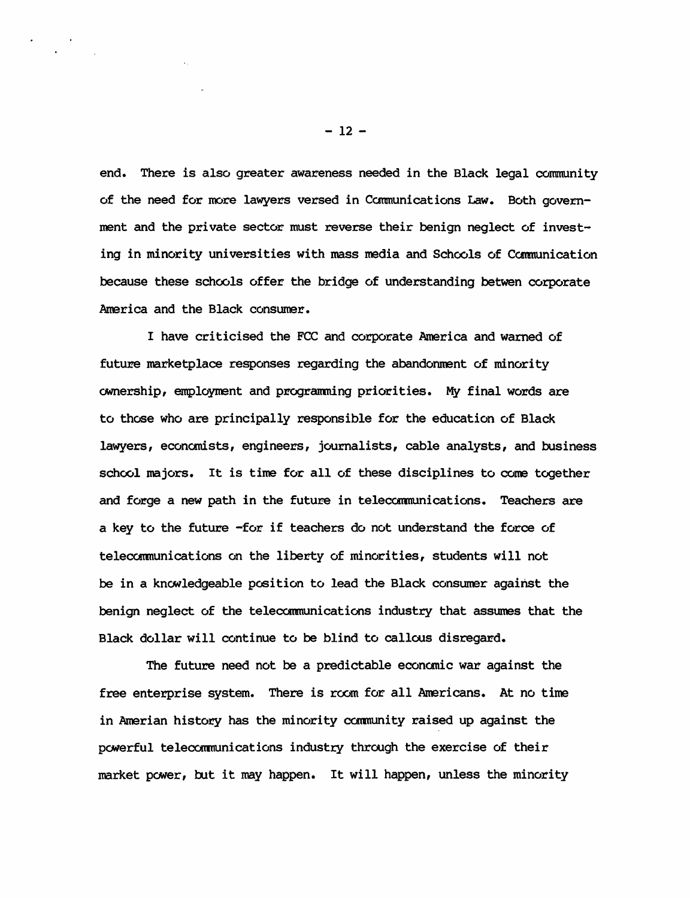end. There is also greater awareness needed in the Black legal community of the need for more lawyers versed in Communications Law. Both government and the private sector must reverse their benign neglect of investing in minority universities with mass media and Schools of Communication because these schools offer the bridge of understanding betwen corporate America and the Black consumer.

I have criticised the FCC and corporate America and warned of future marketplace responses regarding the abandonment of minority ownership, employment and programming priorities. My final words are to those who are principally responsible for the education of Black lawyers, economists, engineers, journalists, cable analysts, and business school majors. It is time for all of these disciplines to come together and forge a new path in the future in telecommunications. Teachers are a key to the future -for if teachers do not understand the force of telecommunications on the liberty of minorities, students will not be in a knowledgeable position to lead the Black consumer against the benign neglect of the telecommunications industry that assumes that the Black dollar will continue to be blind to callous disregard.

The future need not be a predictable economic war against the free enterprise system. There is room for all Americans. At no time in Amerian history has the minority community raised up against the powerful telecommunications industry through the exercise of their market power, but it may happen. It will happen, unless the minority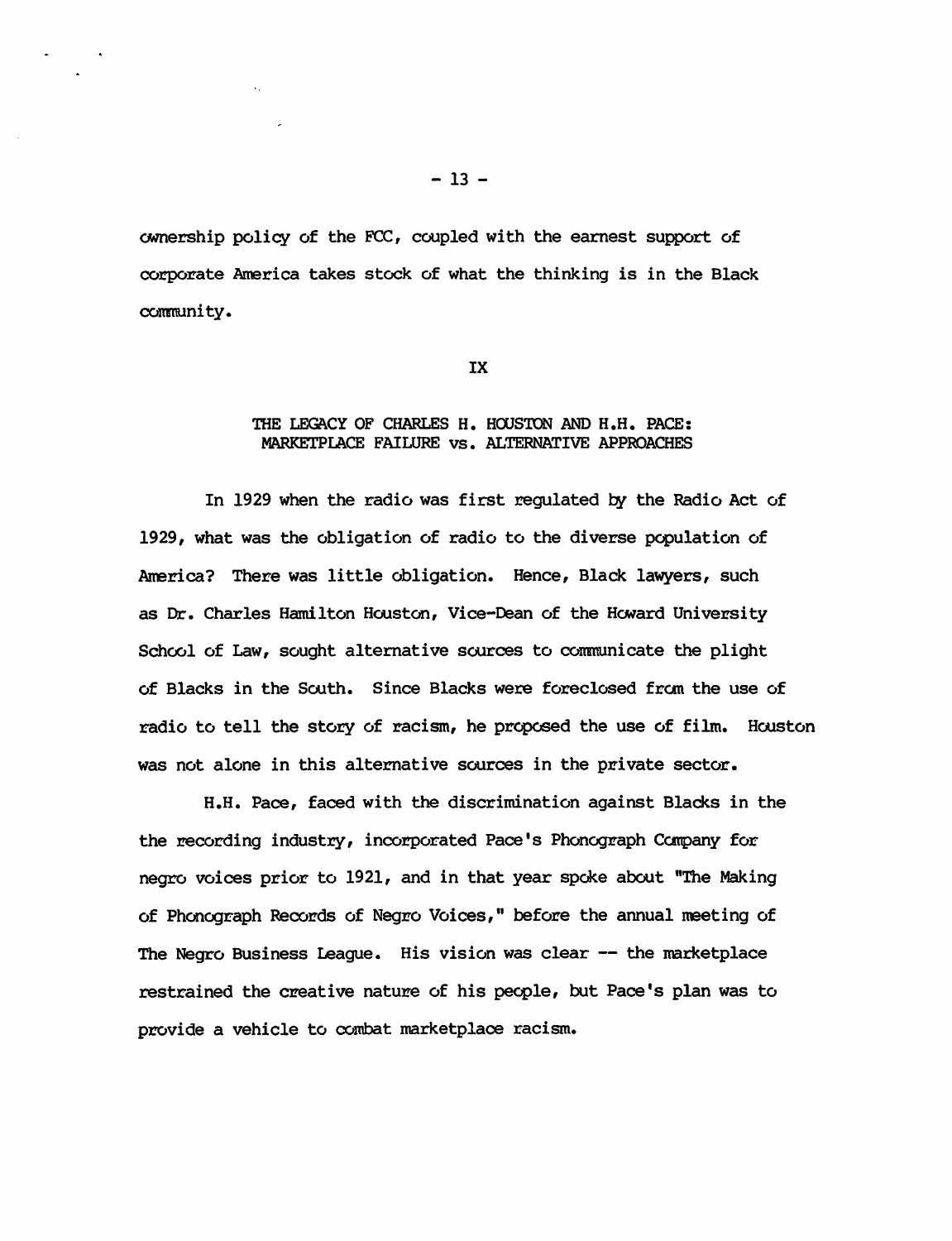ownership policy of the FCC, coupled with the earnest support of corporate America takes stock of what the thinking is in the Black community.

## IX

## THE LEGACY OF CHARLES H. HOUSTON AND H.H. PACE: MARKETPLACE FAILURE vs. ALTERNATIVE APPROACHES

In 1929 when the radio was first regulated by the Radio Act of 1929, what was the obligation of radio to the diverse population of America? There was little obligation. Hence, Black lawyers, such as Dr. Charles Hamilton Houston, Vice-Dean of the Howard University School of Law, sought alternative sources to communicate the plight of Blacks in the South. Since Blacks were foreclosed from the use of radio to tell the story of racism, he proposed the use of film. Houston was not alone in this alternative sources in the private sector.

H.H. Pace, faced with the discrimination against Blacks in the the recording industry, incorporated Pace's Phonograph Company for negro voices prior to 1921, and in that year spoke about "The Making of Phonograph Records of Negro Voices," before the annual meeting of The Negro Business League. His vision was clear -- the marketplace restrained the creative nature of his people, but Pace's plan was to provide a vehicle to combat marketplace racism.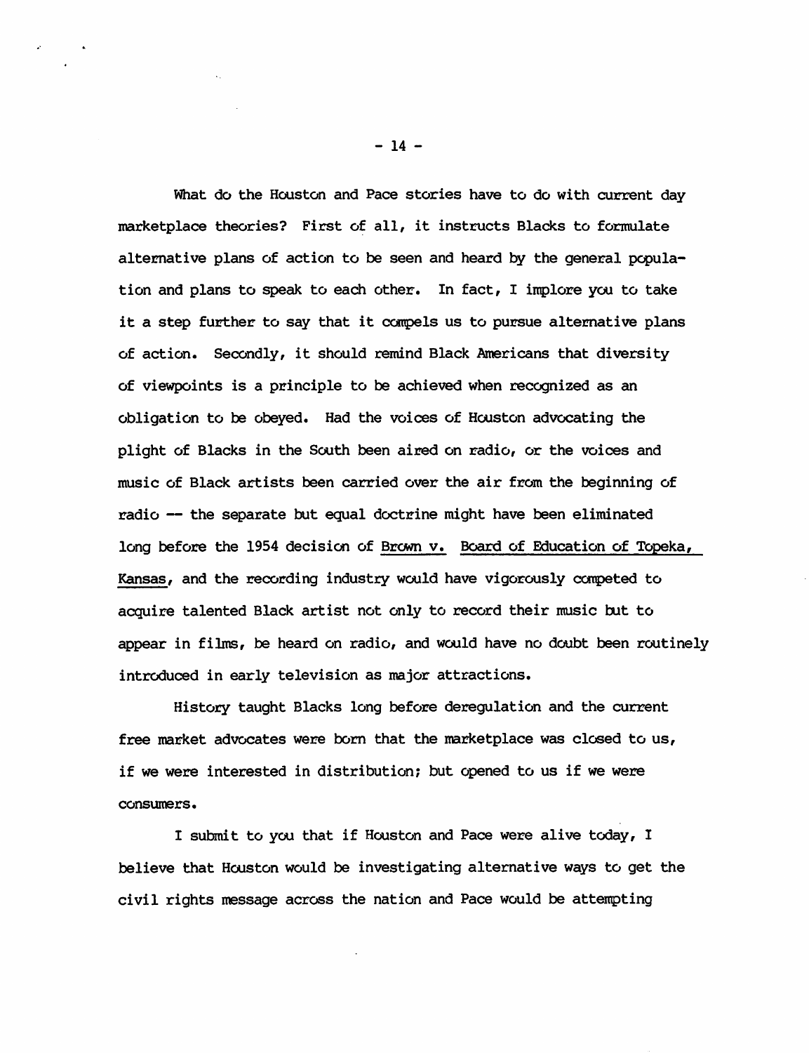What do the Houston and Pace stories have to do with current day marketplace theories? First of all, it instructs Blacks to formulate alternative plans of action to be seen and heard by the general population and plans to speak to each other. In fact, I implore you to take it a step further to say that it compels us to pursue alternative plans of action. Secondly, it should remind Black Americans that diversity of viewpoints is a principle to be achieved when recognized as an obligation to be obeyed. Had the voices of Houston advocating the plight of Blacks in the South been aired on radio, or the voices and music of Black artists been carried over the air from the beginning of radio -- the separate but equal doctrine might have been eliminated long before the 1954 decision of Brown v. Board of Education of Topeka, Kansas, and the recording industry would have vigorously competed to acquire talented Black artist not only to record their music but to appear in films, be heard on radio, and would have no doubt been routinely introduced in early television as major attractions.

History taught Blacks long before deregulation and the current free market advocates were born that the marketplace was closed to us, if we were interested in distribution; but opened to us if we were consumers.

I submit to you that if Houston and Pace were alive today, I believe that Houston would be investigating alternative ways to get the civil rights message across the nation and Pace would be attempting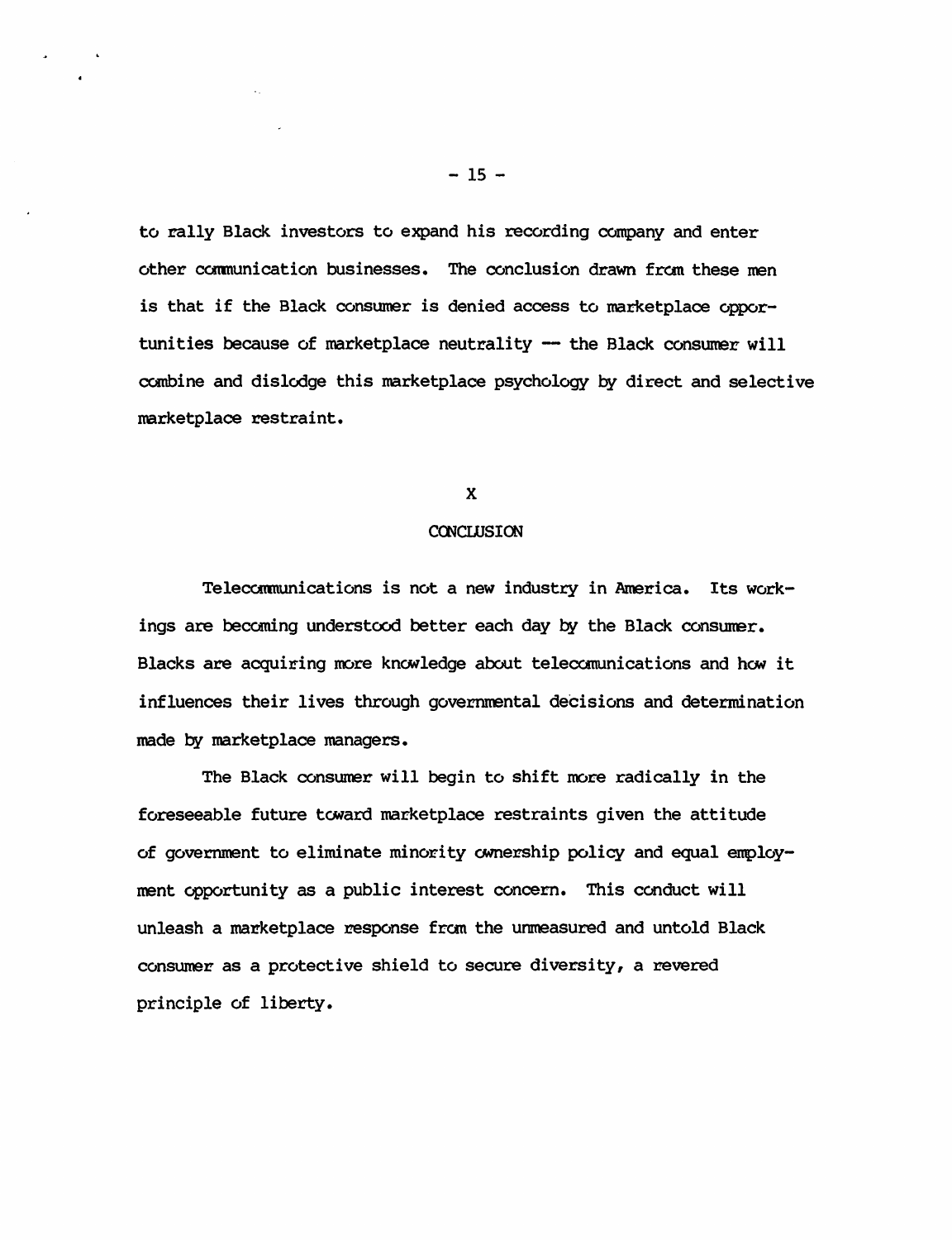to rally Black investors to expand his recording company and enter other communication businesses. The conclusion drawn from these men is that if the Black consumer is denied access to marketplace opportunities because of marketplace neutrality — the Black consumer will combine and dislodge this marketplace psychology by direct and selective marketplace restraint.

## X

## CONCLUSION

Telecommunications is not a new industry in America. Its workings are becoming understood better each day by the Black consumer. Blacks are acquiring more knowledge about telecomunications and how it influences their lives through governmental decisions and determination made by marketplace managers.

The Black consumer will begin to shift more radically in the foreseeable future toward marketplace restraints given the attitude of government to eliminate minority ownership policy and equal employment opportunity as a public interest concern. This conduct will unleash a marketplace response from the unmeasured and untold Black consumer as a protective shield to secure diversity, a revered principle of liberty.